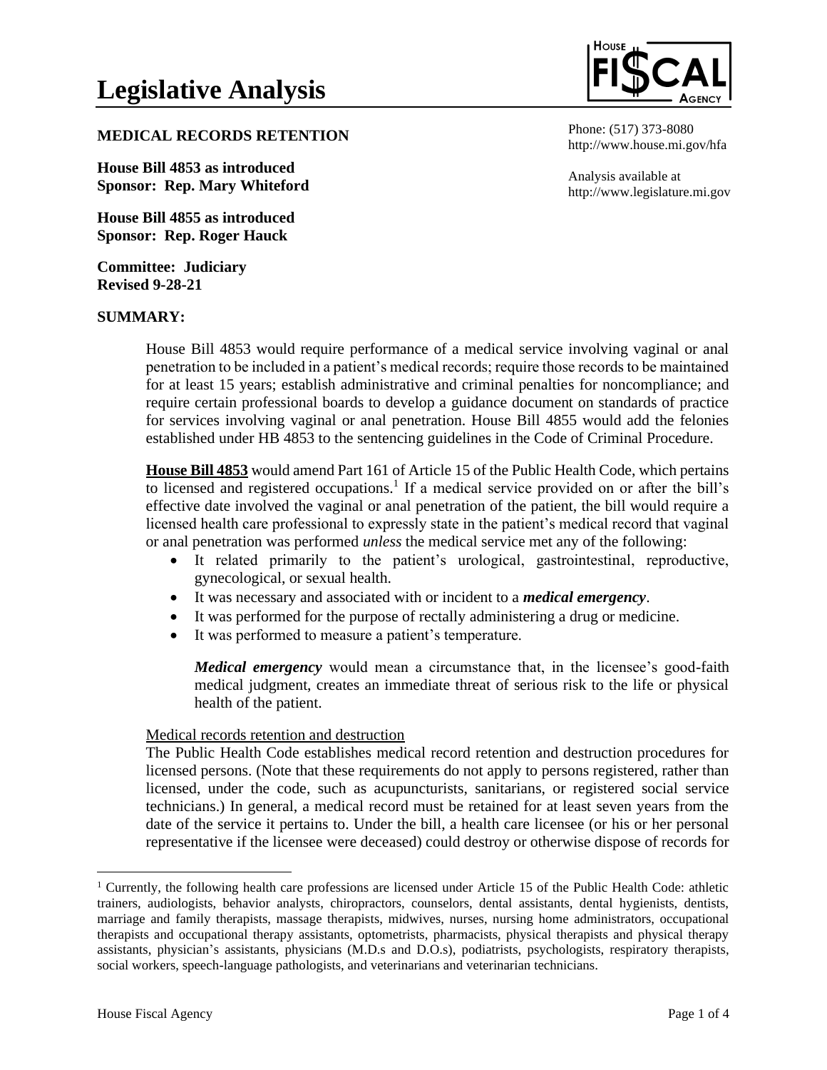# Legislative Analysis

**MEDICAL RECORDS RETENTION**

Phone: (517) 373-8080
http://www.house.mi.gov/hfa

Analysis available at
http://www.legislature.mi.gov

**House Bill 4853 as introduced**
**Sponsor: Rep. Mary Whiteford**

**House Bill 4855 as introduced**
**Sponsor: Rep. Roger Hauck**

**Committee: Judiciary**
**Revised 9-28-21**

## SUMMARY:

House Bill 4853 would require performance of a medical service involving vaginal or anal penetration to be included in a patient's medical records; require those records to be maintained for at least 15 years; establish administrative and criminal penalties for noncompliance; and require certain professional boards to develop a guidance document on standards of practice for services involving vaginal or anal penetration. House Bill 4855 would add the felonies established under HB 4853 to the sentencing guidelines in the Code of Criminal Procedure.

**House Bill 4853** would amend Part 161 of Article 15 of the Public Health Code, which pertains to licensed and registered occupations.[1] If a medical service provided on or after the bill's effective date involved the vaginal or anal penetration of the patient, the bill would require a licensed health care professional to expressly state in the patient's medical record that vaginal or anal penetration was performed *unless* the medical service met any of the following:

- It related primarily to the patient's urological, gastrointestinal, reproductive, gynecological, or sexual health.
- It was necessary and associated with or incident to a ***medical emergency***.
- It was performed for the purpose of rectally administering a drug or medicine.
- It was performed to measure a patient's temperature.

***Medical emergency*** would mean a circumstance that, in the licensee's good-faith medical judgment, creates an immediate threat of serious risk to the life or physical health of the patient.

Medical records retention and destruction

The Public Health Code establishes medical record retention and destruction procedures for licensed persons. (Note that these requirements do not apply to persons registered, rather than licensed, under the code, such as acupuncturists, sanitarians, or registered social service technicians.) In general, a medical record must be retained for at least seven years from the date of the service it pertains to. Under the bill, a health care licensee (or his or her personal representative if the licensee were deceased) could destroy or otherwise dispose of records for

[1] Currently, the following health care professions are licensed under Article 15 of the Public Health Code: athletic trainers, audiologists, behavior analysts, chiropractors, counselors, dental assistants, dental hygienists, dentists, marriage and family therapists, massage therapists, midwives, nurses, nursing home administrators, occupational therapists and occupational therapy assistants, optometrists, pharmacists, physical therapists and physical therapy assistants, physician's assistants, physicians (M.D.s and D.O.s), podiatrists, psychologists, respiratory therapists, social workers, speech-language pathologists, and veterinarians and veterinarian technicians.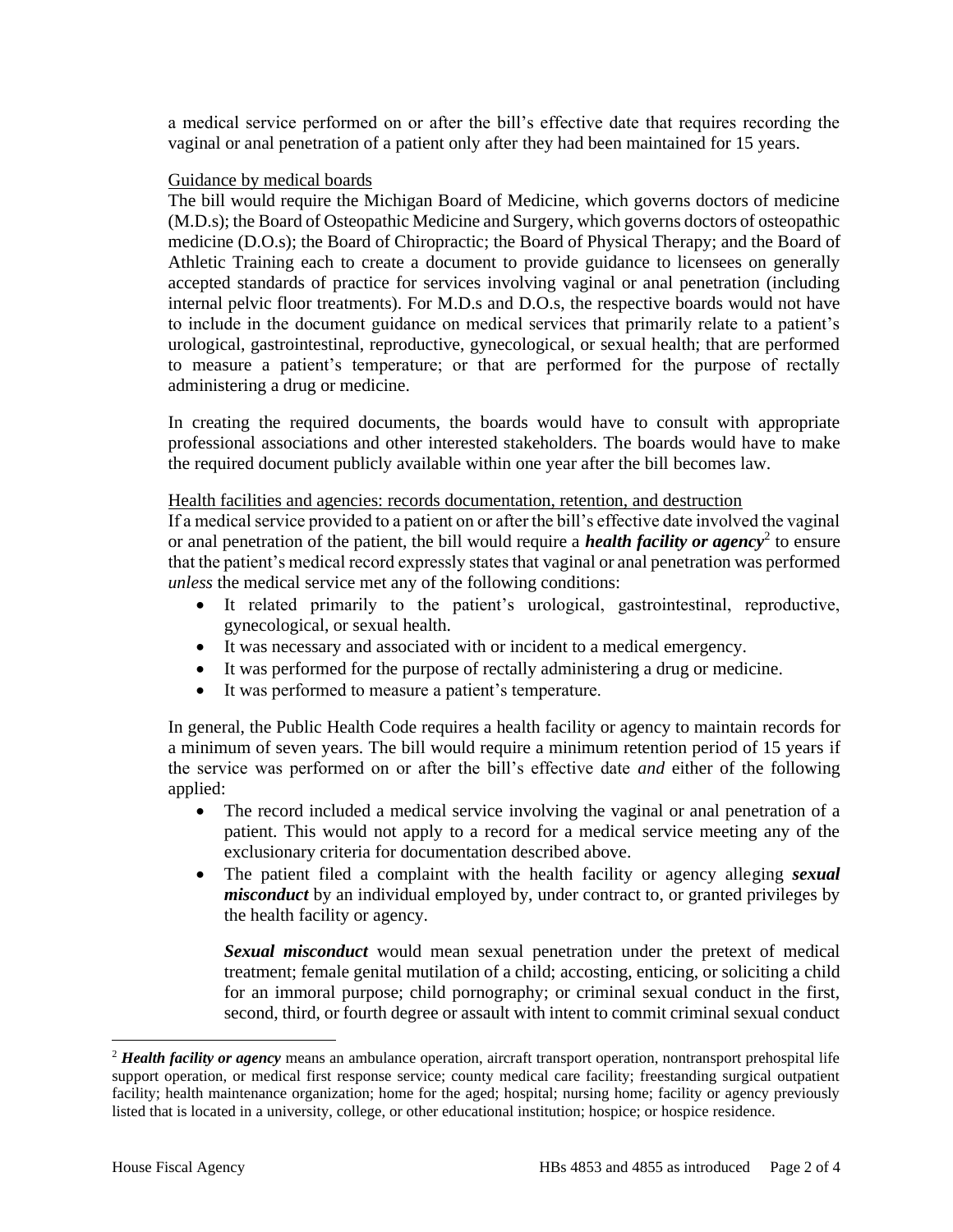a medical service performed on or after the bill's effective date that requires recording the vaginal or anal penetration of a patient only after they had been maintained for 15 years.

Guidance by medical boards

The bill would require the Michigan Board of Medicine, which governs doctors of medicine (M.D.s); the Board of Osteopathic Medicine and Surgery, which governs doctors of osteopathic medicine (D.O.s); the Board of Chiropractic; the Board of Physical Therapy; and the Board of Athletic Training each to create a document to provide guidance to licensees on generally accepted standards of practice for services involving vaginal or anal penetration (including internal pelvic floor treatments). For M.D.s and D.O.s, the respective boards would not have to include in the document guidance on medical services that primarily relate to a patient's urological, gastrointestinal, reproductive, gynecological, or sexual health; that are performed to measure a patient's temperature; or that are performed for the purpose of rectally administering a drug or medicine.

In creating the required documents, the boards would have to consult with appropriate professional associations and other interested stakeholders. The boards would have to make the required document publicly available within one year after the bill becomes law.

Health facilities and agencies: records documentation, retention, and destruction

If a medical service provided to a patient on or after the bill's effective date involved the vaginal or anal penetration of the patient, the bill would require a ***health facility or agency***[2] to ensure that the patient's medical record expressly states that vaginal or anal penetration was performed *unless* the medical service met any of the following conditions:

- It related primarily to the patient's urological, gastrointestinal, reproductive, gynecological, or sexual health.
- It was necessary and associated with or incident to a medical emergency.
- It was performed for the purpose of rectally administering a drug or medicine.
- It was performed to measure a patient's temperature.

In general, the Public Health Code requires a health facility or agency to maintain records for a minimum of seven years. The bill would require a minimum retention period of 15 years if the service was performed on or after the bill's effective date *and* either of the following applied:

- The record included a medical service involving the vaginal or anal penetration of a patient. This would not apply to a record for a medical service meeting any of the exclusionary criteria for documentation described above.
- The patient filed a complaint with the health facility or agency alleging ***sexual misconduct*** by an individual employed by, under contract to, or granted privileges by the health facility or agency.

  ***Sexual misconduct*** would mean sexual penetration under the pretext of medical treatment; female genital mutilation of a child; accosting, enticing, or soliciting a child for an immoral purpose; child pornography; or criminal sexual conduct in the first, second, third, or fourth degree or assault with intent to commit criminal sexual conduct

[2] ***Health facility or agency*** means an ambulance operation, aircraft transport operation, nontransport prehospital life support operation, or medical first response service; county medical care facility; freestanding surgical outpatient facility; health maintenance organization; home for the aged; hospital; nursing home; facility or agency previously listed that is located in a university, college, or other educational institution; hospice; or hospice residence.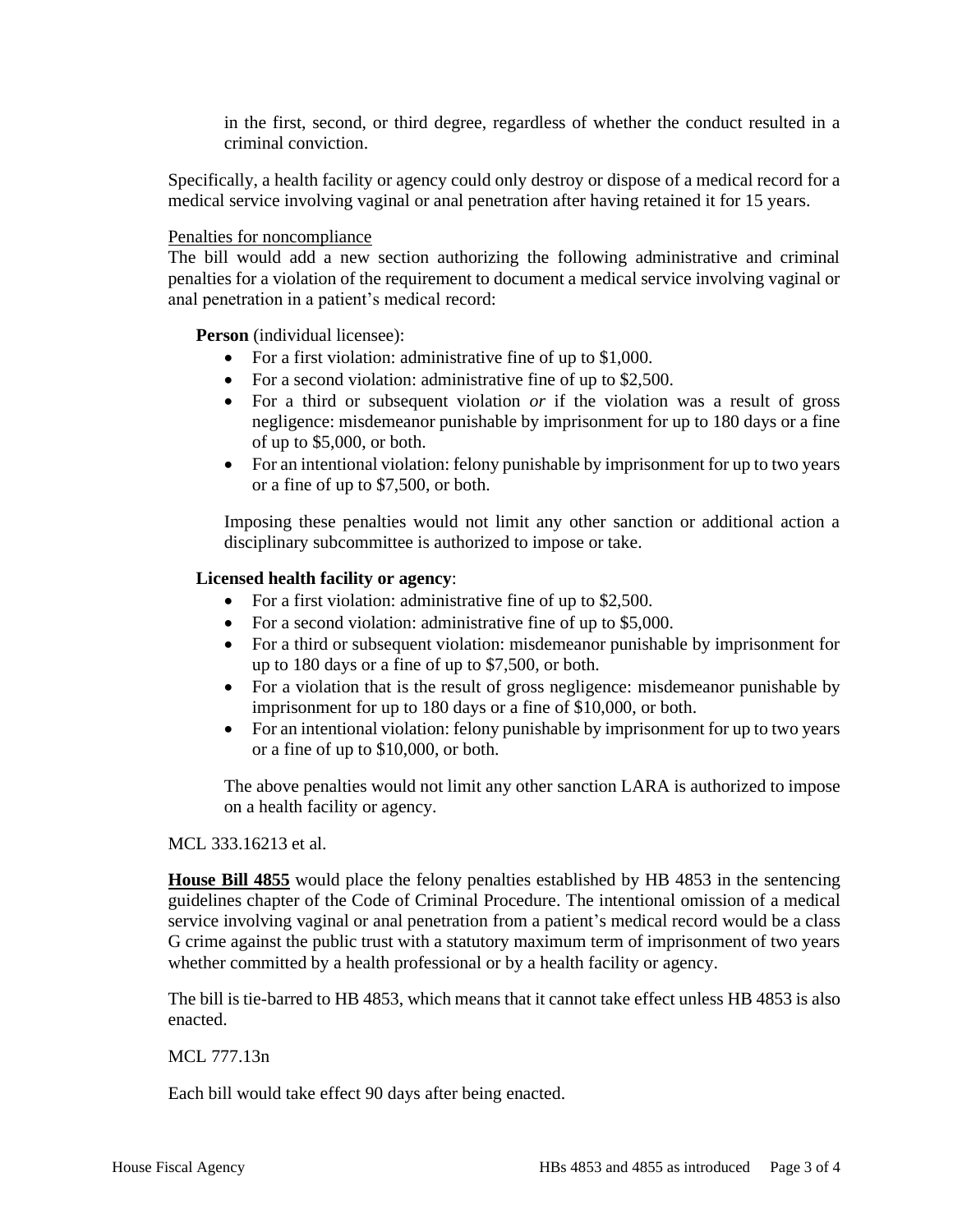in the first, second, or third degree, regardless of whether the conduct resulted in a criminal conviction.

Specifically, a health facility or agency could only destroy or dispose of a medical record for a medical service involving vaginal or anal penetration after having retained it for 15 years.

Penalties for noncompliance

The bill would add a new section authorizing the following administrative and criminal penalties for a violation of the requirement to document a medical service involving vaginal or anal penetration in a patient's medical record:

**Person** (individual licensee):

- For a first violation: administrative fine of up to $1,000.
- For a second violation: administrative fine of up to $2,500.
- For a third or subsequent violation *or* if the violation was a result of gross negligence: misdemeanor punishable by imprisonment for up to 180 days or a fine of up to $5,000, or both.
- For an intentional violation: felony punishable by imprisonment for up to two years or a fine of up to $7,500, or both.

Imposing these penalties would not limit any other sanction or additional action a disciplinary subcommittee is authorized to impose or take.

**Licensed health facility or agency**:

- For a first violation: administrative fine of up to $2,500.
- For a second violation: administrative fine of up to $5,000.
- For a third or subsequent violation: misdemeanor punishable by imprisonment for up to 180 days or a fine of up to $7,500, or both.
- For a violation that is the result of gross negligence: misdemeanor punishable by imprisonment for up to 180 days or a fine of $10,000, or both.
- For an intentional violation: felony punishable by imprisonment for up to two years or a fine of up to $10,000, or both.

The above penalties would not limit any other sanction LARA is authorized to impose on a health facility or agency.

MCL 333.16213 et al.

**House Bill 4855** would place the felony penalties established by HB 4853 in the sentencing guidelines chapter of the Code of Criminal Procedure. The intentional omission of a medical service involving vaginal or anal penetration from a patient's medical record would be a class G crime against the public trust with a statutory maximum term of imprisonment of two years whether committed by a health professional or by a health facility or agency.

The bill is tie-barred to HB 4853, which means that it cannot take effect unless HB 4853 is also enacted.

MCL 777.13n

Each bill would take effect 90 days after being enacted.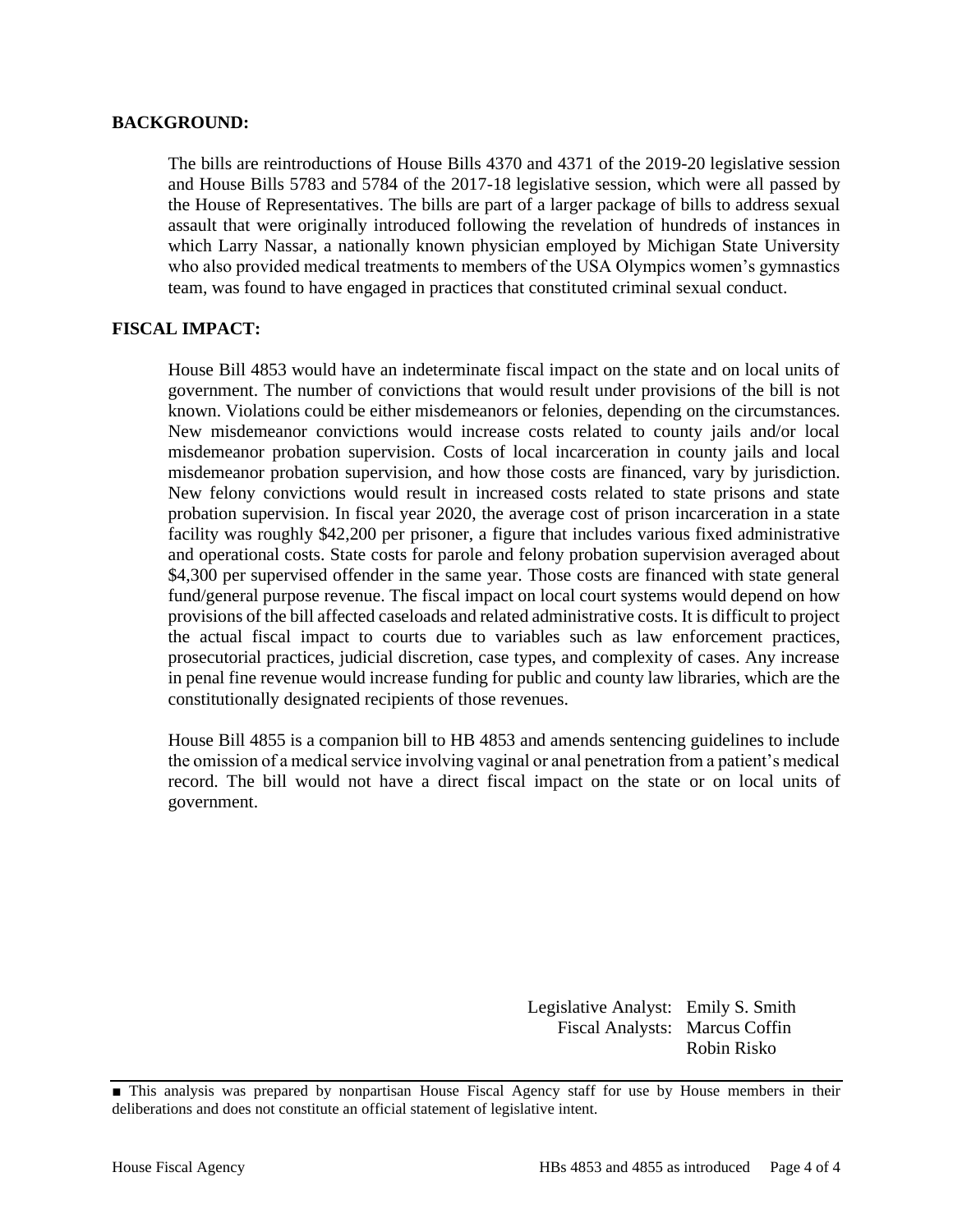**BACKGROUND:**

The bills are reintroductions of House Bills 4370 and 4371 of the 2019-20 legislative session and House Bills 5783 and 5784 of the 2017-18 legislative session, which were all passed by the House of Representatives. The bills are part of a larger package of bills to address sexual assault that were originally introduced following the revelation of hundreds of instances in which Larry Nassar, a nationally known physician employed by Michigan State University who also provided medical treatments to members of the USA Olympics women's gymnastics team, was found to have engaged in practices that constituted criminal sexual conduct.

**FISCAL IMPACT:**

House Bill 4853 would have an indeterminate fiscal impact on the state and on local units of government. The number of convictions that would result under provisions of the bill is not known. Violations could be either misdemeanors or felonies, depending on the circumstances. New misdemeanor convictions would increase costs related to county jails and/or local misdemeanor probation supervision. Costs of local incarceration in county jails and local misdemeanor probation supervision, and how those costs are financed, vary by jurisdiction. New felony convictions would result in increased costs related to state prisons and state probation supervision. In fiscal year 2020, the average cost of prison incarceration in a state facility was roughly $42,200 per prisoner, a figure that includes various fixed administrative and operational costs. State costs for parole and felony probation supervision averaged about $4,300 per supervised offender in the same year. Those costs are financed with state general fund/general purpose revenue. The fiscal impact on local court systems would depend on how provisions of the bill affected caseloads and related administrative costs. It is difficult to project the actual fiscal impact to courts due to variables such as law enforcement practices, prosecutorial practices, judicial discretion, case types, and complexity of cases. Any increase in penal fine revenue would increase funding for public and county law libraries, which are the constitutionally designated recipients of those revenues.

House Bill 4855 is a companion bill to HB 4853 and amends sentencing guidelines to include the omission of a medical service involving vaginal or anal penetration from a patient's medical record. The bill would not have a direct fiscal impact on the state or on local units of government.

Legislative Analyst: Emily S. Smith
Fiscal Analysts: Marcus Coffin
Robin Risko

■ This analysis was prepared by nonpartisan House Fiscal Agency staff for use by House members in their deliberations and does not constitute an official statement of legislative intent.